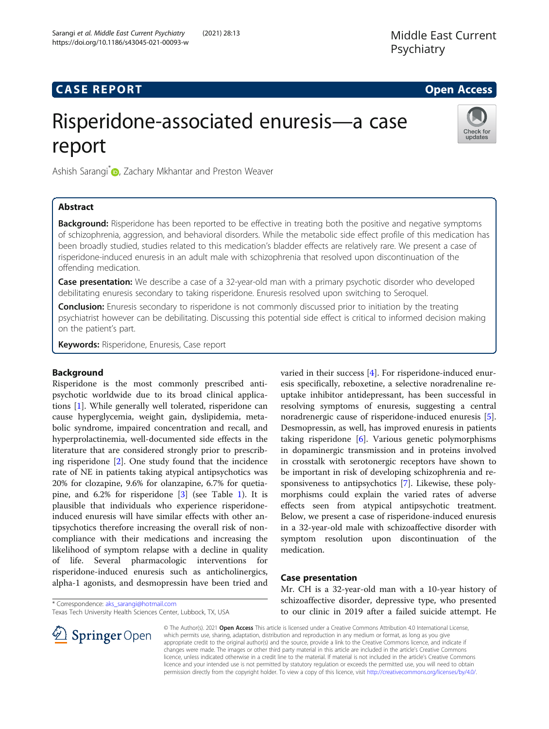CASE REPORT Open Access

# Risperidone-associated enuresis—a case report

Ashish Sarangi*, Zachary Mkhantar and Preston Weaver

## Abstract

**Background:** Risperidone has been reported to be effective in treating both the positive and negative symptoms of schizophrenia, aggression, and behavioral disorders. While the metabolic side effect profile of this medication has been broadly studied, studies related to this medication's bladder effects are relatively rare. We present a case of risperidone-induced enuresis in an adult male with schizophrenia that resolved upon discontinuation of the offending medication.

**Case presentation:** We describe a case of a 32-year-old man with a primary psychotic disorder who developed debilitating enuresis secondary to taking risperidone. Enuresis resolved upon switching to Seroquel.

**Conclusion:** Enuresis secondary to risperidone is not commonly discussed prior to initiation by the treating psychiatrist however can be debilitating. Discussing this potential side effect is critical to informed decision making on the patient's part.

**Keywords:** Risperidone, Enuresis, Case report

## Background

Risperidone is the most commonly prescribed antipsychotic worldwide due to its broad clinical applications [1]. While generally well tolerated, risperidone can cause hyperglycemia, weight gain, dyslipidemia, metabolic syndrome, impaired concentration and recall, and hyperprolactinemia, well-documented side effects in the literature that are considered strongly prior to prescribing risperidone [2]. One study found that the incidence rate of NE in patients taking atypical antipsychotics was 20% for clozapine, 9.6% for olanzapine, 6.7% for quetiapine, and 6.2% for risperidone [3] (see Table 1). It is plausible that individuals who experience risperidone-induced enuresis will have similar effects with other antipsychotics therefore increasing the overall risk of non-compliance with their medications and increasing the likelihood of symptom relapse with a decline in quality of life. Several pharmacologic interventions for risperidone-induced enuresis such as anticholinergics, alpha-1 agonists, and desmopressin have been tried and varied in their success [4]. For risperidone-induced enuresis specifically, reboxetine, a selective noradrenaline reuptake inhibitor antidepressant, has been successful in resolving symptoms of enuresis, suggesting a central noradrenergic cause of risperidone-induced enuresis [5]. Desmopressin, as well, has improved enuresis in patients taking risperidone [6]. Various genetic polymorphisms in dopaminergic transmission and in proteins involved in crosstalk with serotonergic receptors have shown to be important in risk of developing schizophrenia and responsiveness to antipsychotics [7]. Likewise, these polymorphisms could explain the varied rates of adverse effects seen from atypical antipsychotic treatment. Below, we present a case of risperidone-induced enuresis in a 32-year-old male with schizoaffective disorder with symptom resolution upon discontinuation of the medication.

## Case presentation

Mr. CH is a 32-year-old man with a 10-year history of schizoaffective disorder, depressive type, who presented to our clinic in 2019 after a failed suicide attempt. He

* Correspondence: aks_sarangi@hotmail.com
Texas Tech University Health Sciences Center, Lubbock, TX, USA

© The Author(s). 2021 **Open Access** This article is licensed under a Creative Commons Attribution 4.0 International License, which permits use, sharing, adaptation, distribution and reproduction in any medium or format, as long as you give appropriate credit to the original author(s) and the source, provide a link to the Creative Commons licence, and indicate if changes were made. The images or other third party material in this article are included in the article's Creative Commons licence, unless indicated otherwise in a credit line to the material. If material is not included in the article's Creative Commons licence and your intended use is not permitted by statutory regulation or exceeds the permitted use, you will need to obtain permission directly from the copyright holder. To view a copy of this licence, visit http://creativecommons.org/licenses/by/4.0/.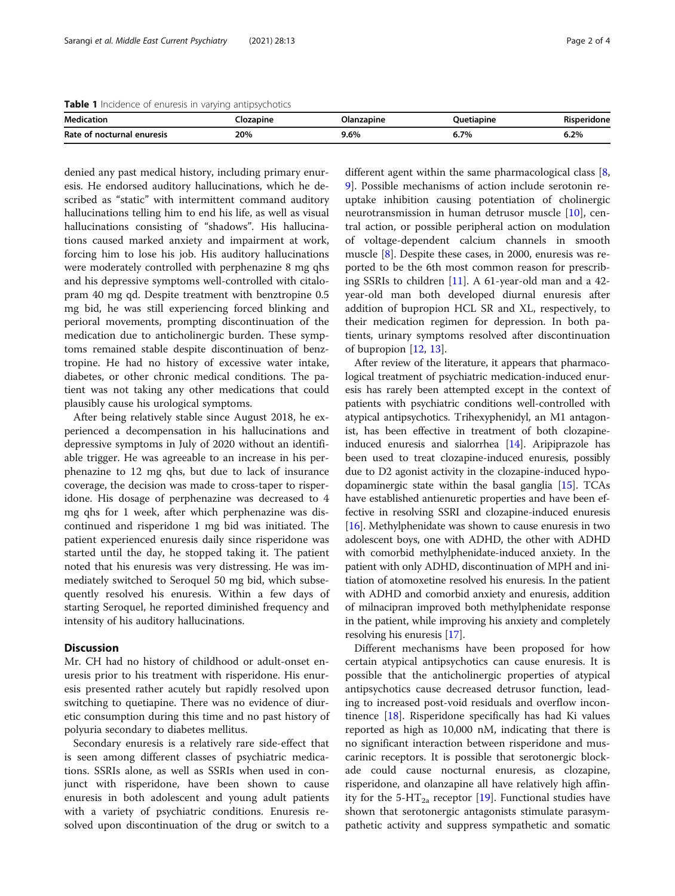**Table 1** Incidence of enuresis in varying antipsychotics

| Medication | Clozapine | Olanzapine | Quetiapine | Risperidone |
| --- | --- | --- | --- | --- |
| Rate of nocturnal enuresis | 20% | 9.6% | 6.7% | 6.2% |

denied any past medical history, including primary enuresis. He endorsed auditory hallucinations, which he described as "static" with intermittent command auditory hallucinations telling him to end his life, as well as visual hallucinations consisting of "shadows". His hallucinations caused marked anxiety and impairment at work, forcing him to lose his job. His auditory hallucinations were moderately controlled with perphenazine 8 mg qhs and his depressive symptoms well-controlled with citalopram 40 mg qd. Despite treatment with benztropine 0.5 mg bid, he was still experiencing forced blinking and perioral movements, prompting discontinuation of the medication due to anticholinergic burden. These symptoms remained stable despite discontinuation of benztropine. He had no history of excessive water intake, diabetes, or other chronic medical conditions. The patient was not taking any other medications that could plausibly cause his urological symptoms.

After being relatively stable since August 2018, he experienced a decompensation in his hallucinations and depressive symptoms in July of 2020 without an identifiable trigger. He was agreeable to an increase in his perphenazine to 12 mg qhs, but due to lack of insurance coverage, the decision was made to cross-taper to risperidone. His dosage of perphenazine was decreased to 4 mg qhs for 1 week, after which perphenazine was discontinued and risperidone 1 mg bid was initiated. The patient experienced enuresis daily since risperidone was started until the day, he stopped taking it. The patient noted that his enuresis was very distressing. He was immediately switched to Seroquel 50 mg bid, which subsequently resolved his enuresis. Within a few days of starting Seroquel, he reported diminished frequency and intensity of his auditory hallucinations.

## Discussion

Mr. CH had no history of childhood or adult-onset enuresis prior to his treatment with risperidone. His enuresis presented rather acutely but rapidly resolved upon switching to quetiapine. There was no evidence of diuretic consumption during this time and no past history of polyuria secondary to diabetes mellitus.

Secondary enuresis is a relatively rare side-effect that is seen among different classes of psychiatric medications. SSRIs alone, as well as SSRIs when used in conjunct with risperidone, have been shown to cause enuresis in both adolescent and young adult patients with a variety of psychiatric conditions. Enuresis resolved upon discontinuation of the drug or switch to a different agent within the same pharmacological class [8, 9]. Possible mechanisms of action include serotonin reuptake inhibition causing potentiation of cholinergic neurotransmission in human detrusor muscle [10], central action, or possible peripheral action on modulation of voltage-dependent calcium channels in smooth muscle [8]. Despite these cases, in 2000, enuresis was reported to be the 6th most common reason for prescribing SSRIs to children [11]. A 61-year-old man and a 42-year-old man both developed diurnal enuresis after addition of bupropion HCL SR and XL, respectively, to their medication regimen for depression. In both patients, urinary symptoms resolved after discontinuation of bupropion [12, 13].

After review of the literature, it appears that pharmacological treatment of psychiatric medication-induced enuresis has rarely been attempted except in the context of patients with psychiatric conditions well-controlled with atypical antipsychotics. Trihexyphenidyl, an M1 antagonist, has been effective in treatment of both clozapine-induced enuresis and sialorrhea [14]. Aripiprazole has been used to treat clozapine-induced enuresis, possibly due to D2 agonist activity in the clozapine-induced hypodopaminergic state within the basal ganglia [15]. TCAs have established antienuretic properties and have been effective in resolving SSRI and clozapine-induced enuresis [16]. Methylphenidate was shown to cause enuresis in two adolescent boys, one with ADHD, the other with ADHD with comorbid methylphenidate-induced anxiety. In the patient with only ADHD, discontinuation of MPH and initiation of atomoxetine resolved his enuresis. In the patient with ADHD and comorbid anxiety and enuresis, addition of milnacipran improved both methylphenidate response in the patient, while improving his anxiety and completely resolving his enuresis [17].

Different mechanisms have been proposed for how certain atypical antipsychotics can cause enuresis. It is possible that the anticholinergic properties of atypical antipsychotics cause decreased detrusor function, leading to increased post-void residuals and overflow incontinence [18]. Risperidone specifically has had Ki values reported as high as 10,000 nM, indicating that there is no significant interaction between risperidone and muscarinic receptors. It is possible that serotonergic blockade could cause nocturnal enuresis, as clozapine, risperidone, and olanzapine all have relatively high affinity for the $5\text{-}HT_{2a}$ receptor [19]. Functional studies have shown that serotonergic antagonists stimulate parasympathetic activity and suppress sympathetic and somatic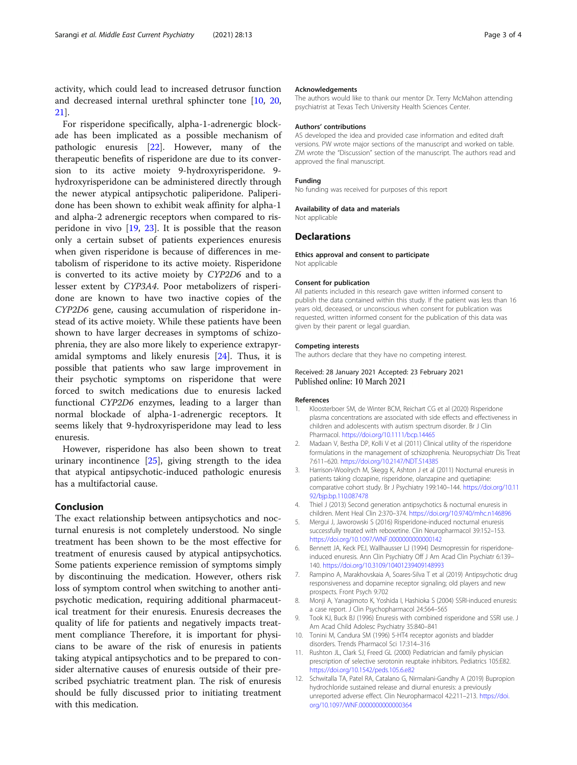activity, which could lead to increased detrusor function and decreased internal urethral sphincter tone [10, 20, 21].

For risperidone specifically, alpha-1-adrenergic blockade has been implicated as a possible mechanism of pathologic enuresis [22]. However, many of the therapeutic benefits of risperidone are due to its conversion to its active moiety 9-hydroxyrisperidone. 9-hydroxyrisperidone can be administered directly through the newer atypical antipsychotic paliperidone. Paliperidone has been shown to exhibit weak affinity for alpha-1 and alpha-2 adrenergic receptors when compared to risperidone in vivo [19, 23]. It is possible that the reason only a certain subset of patients experiences enuresis when given risperidone is because of differences in metabolism of risperidone to its active moiety. Risperidone is converted to its active moiety by *CYP2D6* and to a lesser extent by *CYP3A4*. Poor metabolizers of risperidone are known to have two inactive copies of the *CYP2D6* gene, causing accumulation of risperidone instead of its active moiety. While these patients have been shown to have larger decreases in symptoms of schizophrenia, they are also more likely to experience extrapyramidal symptoms and likely enuresis [24]. Thus, it is possible that patients who saw large improvement in their psychotic symptoms on risperidone that were forced to switch medications due to enuresis lacked functional *CYP2D6* enzymes, leading to a larger than normal blockade of alpha-1-adrenergic receptors. It seems likely that 9-hydroxyrisperidone may lead to less enuresis.

However, risperidone has also been shown to treat urinary incontinence [25], giving strength to the idea that atypical antipsychotic-induced pathologic enuresis has a multifactorial cause.

## Conclusion

The exact relationship between antipsychotics and nocturnal enuresis is not completely understood. No single treatment has been shown to be the most effective for treatment of enuresis caused by atypical antipsychotics. Some patients experience remission of symptoms simply by discontinuing the medication. However, others risk loss of symptom control when switching to another antipsychotic medication, requiring additional pharmaceutical treatment for their enuresis. Enuresis decreases the quality of life for patients and negatively impacts treatment compliance Therefore, it is important for physicians to be aware of the risk of enuresis in patients taking atypical antipsychotics and to be prepared to consider alternative causes of enuresis outside of their prescribed psychiatric treatment plan. The risk of enuresis should be fully discussed prior to initiating treatment with this medication.

### Acknowledgements

The authors would like to thank our mentor Dr. Terry McMahon attending psychiatrist at Texas Tech University Health Sciences Center.

### Authors' contributions

AS developed the idea and provided case information and edited draft versions. PW wrote major sections of the manuscript and worked on table. ZM wrote the "Discussion" section of the manuscript. The authors read and approved the final manuscript.

### Funding

No funding was received for purposes of this report

### Availability of data and materials

Not applicable

## Declarations

### Ethics approval and consent to participate

Not applicable

### Consent for publication

All patients included in this research gave written informed consent to publish the data contained within this study. If the patient was less than 16 years old, deceased, or unconscious when consent for publication was requested, written informed consent for the publication of this data was given by their parent or legal guardian.

### Competing interests

The authors declare that they have no competing interest.

Received: 28 January 2021 Accepted: 23 February 2021
Published online: 10 March 2021

### References

1. Kloosterboer SM, de Winter BCM, Reichart CG et al (2020) Risperidone plasma concentrations are associated with side effects and effectiveness in children and adolescents with autism spectrum disorder. Br J Clin Pharmacol. https://doi.org/10.1111/bcp.14465
2. Madaan V, Bestha DP, Kolli V et al (2011) Clinical utility of the risperidone formulations in the management of schizophrenia. Neuropsychiatr Dis Treat 7:611–620. https://doi.org/10.2147/NDT.S14385
3. Harrison-Woolrych M, Skegg K, Ashton J et al (2011) Nocturnal enuresis in patients taking clozapine, risperidone, olanzapine and quetiapine: comparative cohort study. Br J Psychiatry 199:140–144. https://doi.org/10.1192/bjp.bp.110.087478
4. Thiel J (2013) Second generation antipsychotics & nocturnal enuresis in children. Ment Heal Clin 2:370–374. https://doi.org/10.9740/mhc.n146896
5. Mergui J, Jaworowski S (2016) Risperidone-induced nocturnal enuresis successfully treated with reboxetine. Clin Neuropharmacol 39:152–153. https://doi.org/10.1097/WNF.0000000000000142
6. Bennett JA, Keck PEJ, Wallhausser LJ (1994) Desmopressin for risperidone-induced enuresis. Ann Clin Psychiatry Off J Am Acad Clin Psychiatr 6:139–140. https://doi.org/10.3109/10401239409148993
7. Rampino A, Marakhovskaia A, Soares-Silva T et al (2019) Antipsychotic drug responsiveness and dopamine receptor signaling; old players and new prospects. Front Psych 9:702
8. Monji A, Yanagimoto K, Yoshida I, Hashioka S (2004) SSRI-induced enuresis: a case report. J Clin Psychopharmacol 24:564–565
9. Took KJ, Buck BJ (1996) Enuresis with combined risperidone and SSRI use. J Am Acad Child Adolesc Psychiatry 35:840–841
10. Tonini M, Candura SM (1996) 5-HT4 receptor agonists and bladder disorders. Trends Pharmacol Sci 17:314–316
11. Rushton JL, Clark SJ, Freed GL (2000) Pediatrician and family physician prescription of selective serotonin reuptake inhibitors. Pediatrics 105:E82. https://doi.org/10.1542/peds.105.6.e82
12. Schwitalla TA, Patel RA, Catalano G, Nirmalani-Gandhy A (2019) Bupropion hydrochloride sustained release and diurnal enuresis: a previously unreported adverse effect. Clin Neuropharmacol 42:211–213. https://doi.org/10.1097/WNF.0000000000000364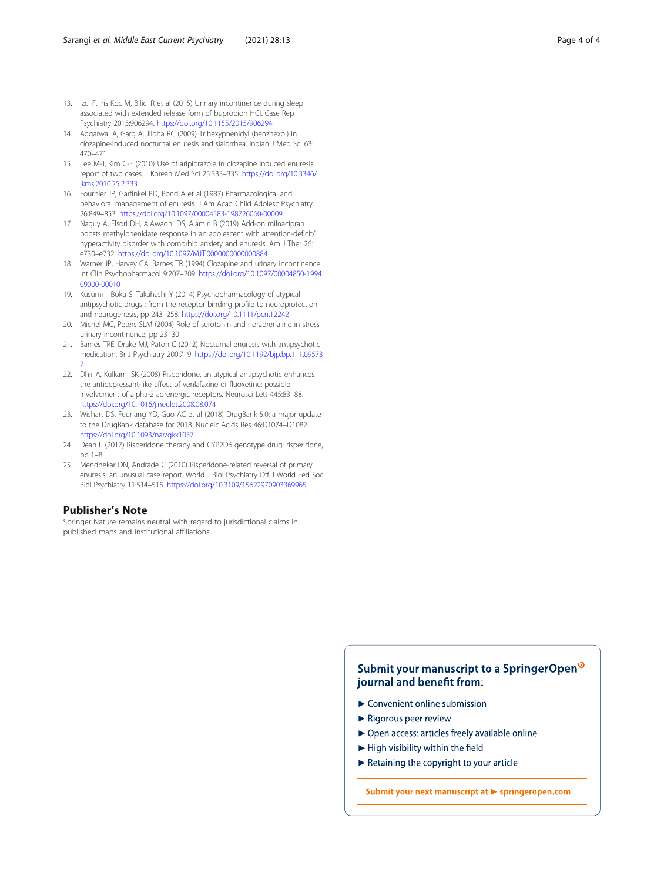13. Izci F, Iris Koc M, Bilici R et al (2015) Urinary incontinence during sleep associated with extended release form of bupropion HCl. Case Rep Psychiatry 2015:906294. https://doi.org/10.1155/2015/906294
14. Aggarwal A, Garg A, Jiloha RC (2009) Trihexyphenidyl (benzhexol) in clozapine-induced nocturnal enuresis and sialorrhea. Indian J Med Sci 63: 470–471
15. Lee M-J, Kim C-E (2010) Use of aripiprazole in clozapine induced enuresis: report of two cases. J Korean Med Sci 25:333–335. https://doi.org/10.3346/jkms.2010.25.2.333
16. Fournier JP, Garfinkel BD, Bond A et al (1987) Pharmacological and behavioral management of enuresis. J Am Acad Child Adolesc Psychiatry 26:849–853. https://doi.org/10.1097/00004583-198726060-00009
17. Naguy A, Elsori DH, AlAwadhi DS, Alamiri B (2019) Add-on milnacipran boosts methylphenidate response in an adolescent with attention-deficit/hyperactivity disorder with comorbid anxiety and enuresis. Am J Ther 26: e730–e732. https://doi.org/10.1097/MJT.0000000000000884
18. Warner JP, Harvey CA, Barnes TR (1994) Clozapine and urinary incontinence. Int Clin Psychopharmacol 9:207–209. https://doi.org/10.1097/00004850-199409000-00010
19. Kusumi I, Boku S, Takahashi Y (2014) Psychopharmacology of atypical antipsychotic drugs : from the receptor binding profile to neuroprotection and neurogenesis, pp 243–258. https://doi.org/10.1111/pcn.12242
20. Michel MC, Peters SLM (2004) Role of serotonin and noradrenaline in stress urinary incontinence, pp 23–30
21. Barnes TRE, Drake MJ, Paton C (2012) Nocturnal enuresis with antipsychotic medication. Br J Psychiatry 200:7–9. https://doi.org/10.1192/bjp.bp.111.095737
22. Dhir A, Kulkarni SK (2008) Risperidone, an atypical antipsychotic enhances the antidepressant-like effect of venlafaxine or fluoxetine: possible involvement of alpha-2 adrenergic receptors. Neurosci Lett 445:83–88. https://doi.org/10.1016/j.neulet.2008.08.074
23. Wishart DS, Feunang YD, Guo AC et al (2018) DrugBank 5.0: a major update to the DrugBank database for 2018. Nucleic Acids Res 46:D1074–D1082. https://doi.org/10.1093/nar/gkx1037
24. Dean L (2017) Risperidone therapy and CYP2D6 genotype drug: risperidone, pp 1–8
25. Mendhekar DN, Andrade C (2010) Risperidone-related reversal of primary enuresis: an unusual case report. World J Biol Psychiatry Off J World Fed Soc Biol Psychiatry 11:514–515. https://doi.org/10.3109/15622970903369965

## Publisher's Note

Springer Nature remains neutral with regard to jurisdictional claims in published maps and institutional affiliations.

**Submit your manuscript to a SpringerOpen journal and benefit from:**

- ► Convenient online submission
- ► Rigorous peer review
- ► Open access: articles freely available online
- ► High visibility within the field
- ► Retaining the copyright to your article

Submit your next manuscript at ► springeropen.com